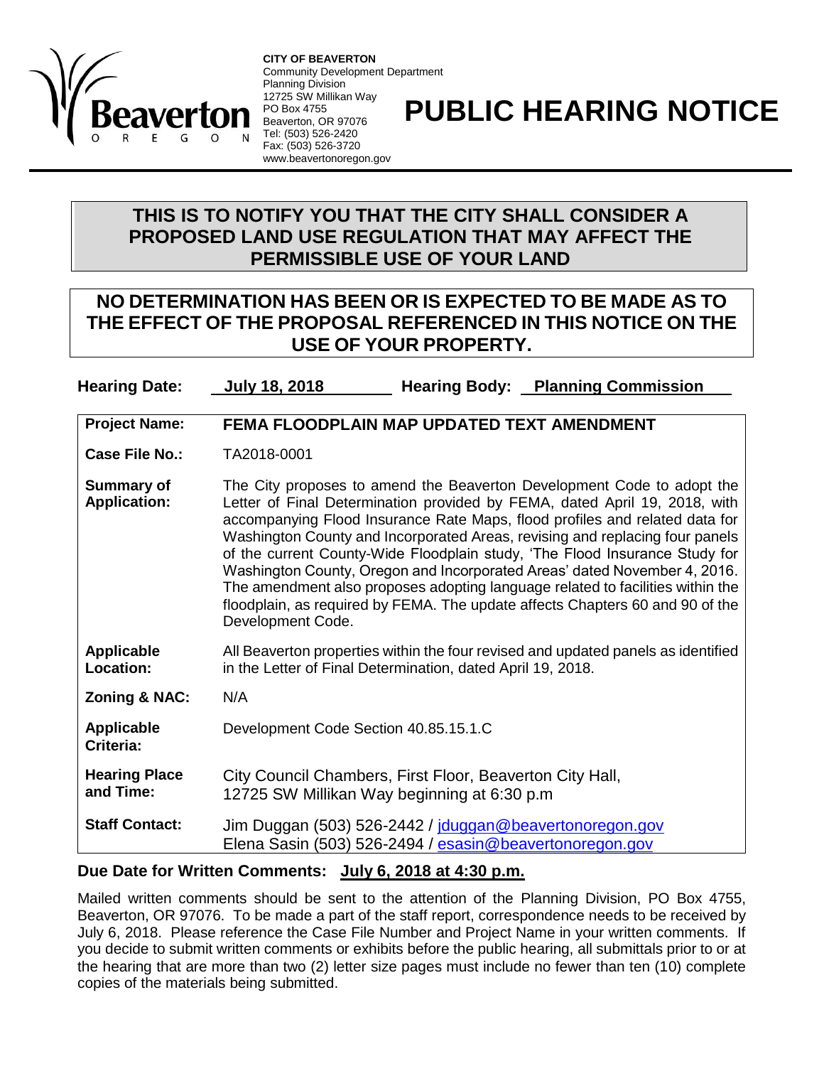**CITY OF BEAVERTON**
Community Development Department
Planning Division
12725 SW Millikan Way
PO Box 4755
Beaverton, OR 97076
Tel: (503) 526-2420
Fax: (503) 526-3720
www.beavertonoregon.gov

# PUBLIC HEARING NOTICE

## THIS IS TO NOTIFY YOU THAT THE CITY SHALL CONSIDER A PROPOSED LAND USE REGULATION THAT MAY AFFECT THE PERMISSIBLE USE OF YOUR LAND

## NO DETERMINATION HAS BEEN OR IS EXPECTED TO BE MADE AS TO THE EFFECT OF THE PROPOSAL REFERENCED IN THIS NOTICE ON THE USE OF YOUR PROPERTY.

**Hearing Date:** **July 18, 2018** **Hearing Body:** **Planning Commission**

| | |
|---|---|
| **Project Name:** | **FEMA FLOODPLAIN MAP UPDATED TEXT AMENDMENT** |
| **Case File No.:** | TA2018-0001 |
| **Summary of Application:** | The City proposes to amend the Beaverton Development Code to adopt the Letter of Final Determination provided by FEMA, dated April 19, 2018, with accompanying Flood Insurance Rate Maps, flood profiles and related data for Washington County and Incorporated Areas, revising and replacing four panels of the current County-Wide Floodplain study, 'The Flood Insurance Study for Washington County, Oregon and Incorporated Areas' dated November 4, 2016. The amendment also proposes adopting language related to facilities within the floodplain, as required by FEMA. The update affects Chapters 60 and 90 of the Development Code. |
| **Applicable Location:** | All Beaverton properties within the four revised and updated panels as identified in the Letter of Final Determination, dated April 19, 2018. |
| **Zoning & NAC:** | N/A |
| **Applicable Criteria:** | Development Code Section 40.85.15.1.C |
| **Hearing Place and Time:** | City Council Chambers, First Floor, Beaverton City Hall, 12725 SW Millikan Way beginning at 6:30 p.m |
| **Staff Contact:** | Jim Duggan (503) 526-2442 / jduggan@beavertonoregon.gov<br>Elena Sasin (503) 526-2494 / esasin@beavertonoregon.gov |

**Due Date for Written Comments:** **July 6, 2018 at 4:30 p.m.**

Mailed written comments should be sent to the attention of the Planning Division, PO Box 4755, Beaverton, OR 97076. To be made a part of the staff report, correspondence needs to be received by July 6, 2018. Please reference the Case File Number and Project Name in your written comments. If you decide to submit written comments or exhibits before the public hearing, all submittals prior to or at the hearing that are more than two (2) letter size pages must include no fewer than ten (10) complete copies of the materials being submitted.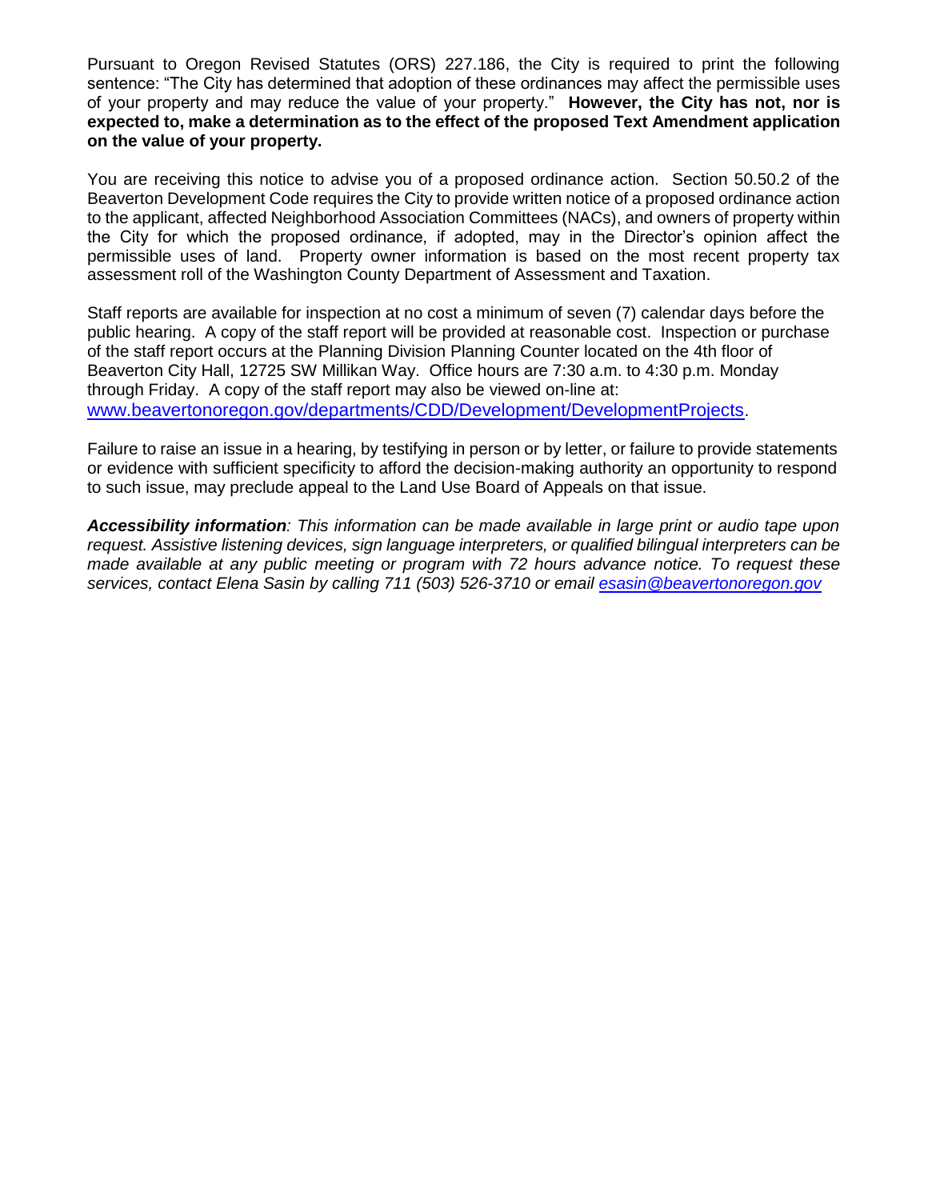Pursuant to Oregon Revised Statutes (ORS) 227.186, the City is required to print the following sentence: "The City has determined that adoption of these ordinances may affect the permissible uses of your property and may reduce the value of your property." **However, the City has not, nor is expected to, make a determination as to the effect of the proposed Text Amendment application on the value of your property.**

You are receiving this notice to advise you of a proposed ordinance action. Section 50.50.2 of the Beaverton Development Code requires the City to provide written notice of a proposed ordinance action to the applicant, affected Neighborhood Association Committees (NACs), and owners of property within the City for which the proposed ordinance, if adopted, may in the Director's opinion affect the permissible uses of land. Property owner information is based on the most recent property tax assessment roll of the Washington County Department of Assessment and Taxation.

Staff reports are available for inspection at no cost a minimum of seven (7) calendar days before the public hearing. A copy of the staff report will be provided at reasonable cost. Inspection or purchase of the staff report occurs at the Planning Division Planning Counter located on the 4th floor of Beaverton City Hall, 12725 SW Millikan Way. Office hours are 7:30 a.m. to 4:30 p.m. Monday through Friday. A copy of the staff report may also be viewed on-line at: www.beavertonoregon.gov/departments/CDD/Development/DevelopmentProjects.

Failure to raise an issue in a hearing, by testifying in person or by letter, or failure to provide statements or evidence with sufficient specificity to afford the decision-making authority an opportunity to respond to such issue, may preclude appeal to the Land Use Board of Appeals on that issue.

***Accessibility information****: This information can be made available in large print or audio tape upon request. Assistive listening devices, sign language interpreters, or qualified bilingual interpreters can be made available at any public meeting or program with 72 hours advance notice. To request these services, contact Elena Sasin by calling 711 (503) 526-3710 or email esasin@beavertonoregon.gov*